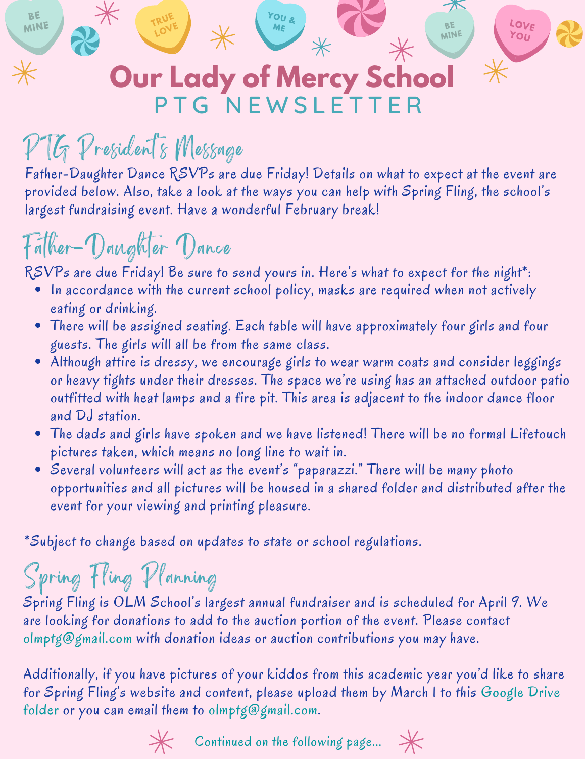# Our Lady of Mercy School

## PTG NEWSLETTER

## PTG President's Message

Father-Daughter Dance RSVPs are due Friday! Details on what to expect at the event are provided below. Also, take a look at the ways you can help with Spring Fling, the school's largest fundraising event. Have a wonderful February break!

## Father-Daughter Dance

RSVPs are due Friday! Be sure to send yours in. Here's what to expect for the night*:

- In accordance with the current school policy, masks are required when not actively eating or drinking.
- There will be assigned seating. Each table will have approximately four girls and four guests. The girls will all be from the same class.
- Although attire is dressy, we encourage girls to wear warm coats and consider leggings or heavy tights under their dresses. The space we're using has an attached outdoor patio outfitted with heat lamps and a fire pit. This area is adjacent to the indoor dance floor and DJ station.
- The dads and girls have spoken and we have listened! There will be no formal Lifetouch pictures taken, which means no long line to wait in.
- Several volunteers will act as the event's "paparazzi." There will be many photo opportunities and all pictures will be housed in a shared folder and distributed after the event for your viewing and printing pleasure.

*Subject to change based on updates to state or school regulations.

## Spring Fling Planning

Spring Fling is OLM School's largest annual fundraiser and is scheduled for April 9. We are looking for donations to add to the auction portion of the event. Please contact olmptg@gmail.com with donation ideas or auction contributions you may have.

Additionally, if you have pictures of your kiddos from this academic year you'd like to share for Spring Fling's website and content, please upload them by March 1 to this Google Drive folder or you can email them to olmptg@gmail.com.

Continued on the following page...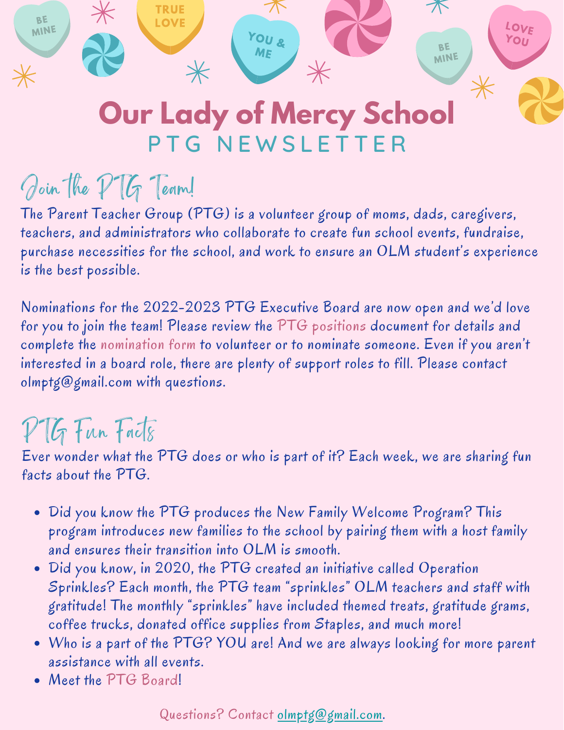# Our Lady of Mercy School

## PTG NEWSLETTER

### Join the PTG Team!

The Parent Teacher Group (PTG) is a volunteer group of moms, dads, caregivers, teachers, and administrators who collaborate to create fun school events, fundraise, purchase necessities for the school, and work to ensure an OLM student's experience is the best possible.

Nominations for the 2022-2023 PTG Executive Board are now open and we'd love for you to join the team! Please review the PTG positions document for details and complete the nomination form to volunteer or to nominate someone. Even if you aren't interested in a board role, there are plenty of support roles to fill. Please contact olmptg@gmail.com with questions.

### PTG Fun Facts

Ever wonder what the PTG does or who is part of it? Each week, we are sharing fun facts about the PTG.

- Did you know the PTG produces the New Family Welcome Program? This program introduces new families to the school by pairing them with a host family and ensures their transition into OLM is smooth.
- Did you know, in 2020, the PTG created an initiative called Operation Sprinkles? Each month, the PTG team "sprinkles" OLM teachers and staff with gratitude! The monthly "sprinkles" have included themed treats, gratitude grams, coffee trucks, donated office supplies from Staples, and much more!
- Who is a part of the PTG? YOU are! And we are always looking for more parent assistance with all events.
- Meet the PTG Board!

Questions? Contact olmptg@gmail.com.